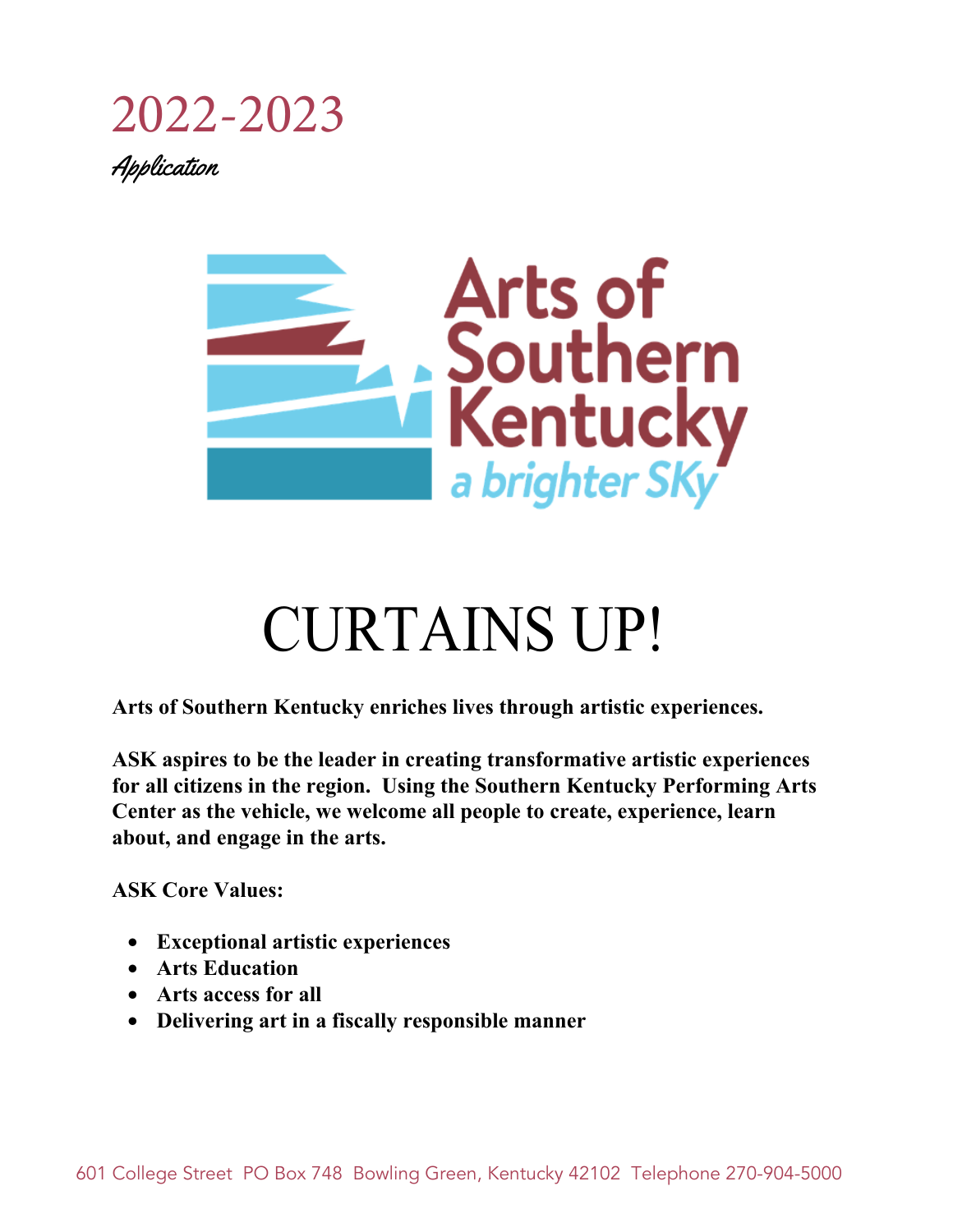# 2022-2023

*Application*

Arts of Southern Kentucky

*a brighter SKy*

# CURTAINS UP!

**Arts of Southern Kentucky enriches lives through artistic experiences.**

**ASK aspires to be the leader in creating transformative artistic experiences for all citizens in the region. Using the Southern Kentucky Performing Arts Center as the vehicle, we welcome all people to create, experience, learn about, and engage in the arts.**

**ASK Core Values:**

- **Exceptional artistic experiences**
- **Arts Education**
- **Arts access for all**
- **Delivering art in a fiscally responsible manner**

601 College Street PO Box 748 Bowling Green, Kentucky 42102 Telephone 270-904-5000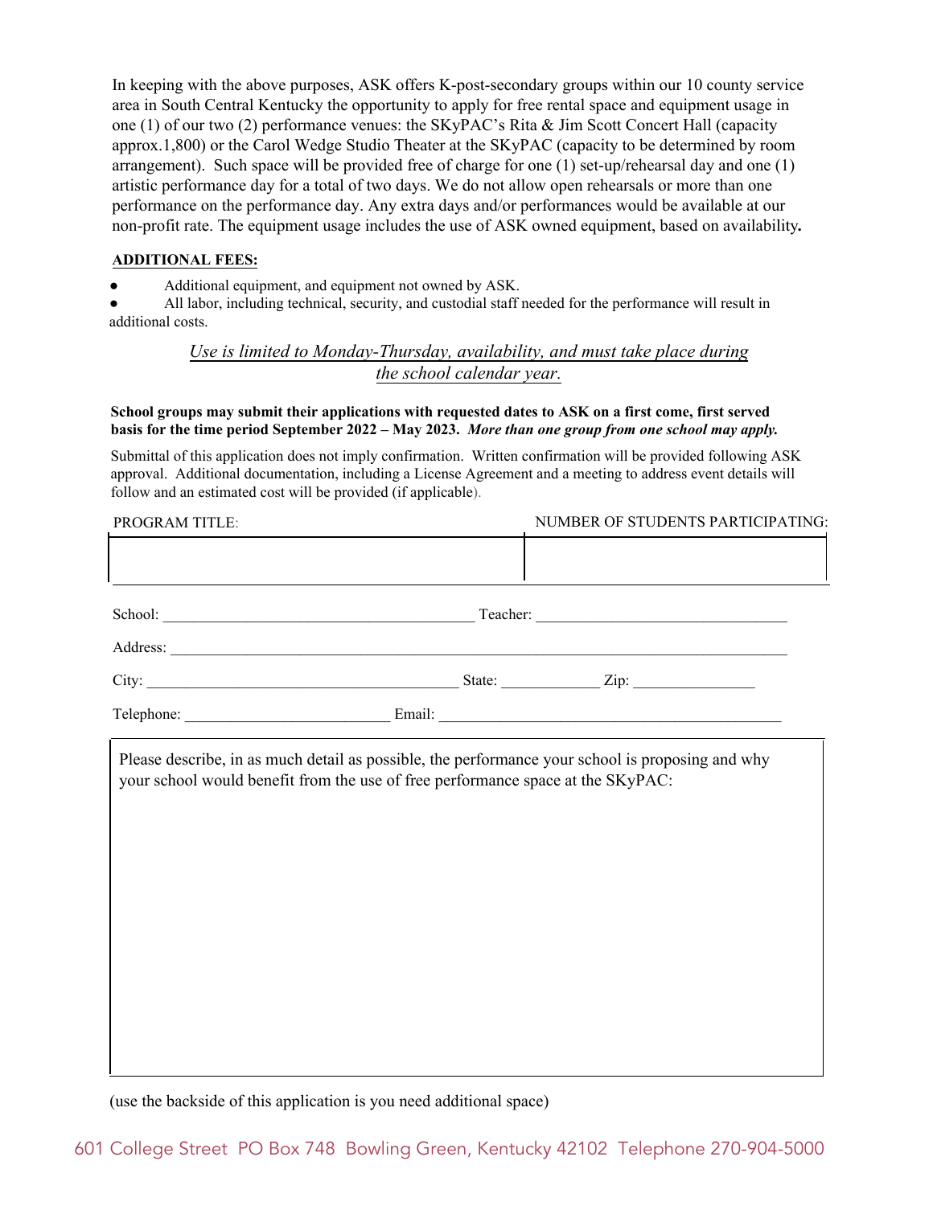In keeping with the above purposes, ASK offers K-post-secondary groups within our 10 county service area in South Central Kentucky the opportunity to apply for free rental space and equipment usage in one (1) of our two (2) performance venues: the SKyPAC's Rita & Jim Scott Concert Hall (capacity approx.1,800) or the Carol Wedge Studio Theater at the SKyPAC (capacity to be determined by room arrangement). Such space will be provided free of charge for one (1) set-up/rehearsal day and one (1) artistic performance day for a total of two days. We do not allow open rehearsals or more than one performance on the performance day. Any extra days and/or performances would be available at our non-profit rate. The equipment usage includes the use of ASK owned equipment, based on availability**.**

**ADDITIONAL FEES:**

- Additional equipment, and equipment not owned by ASK.
- All labor, including technical, security, and custodial staff needed for the performance will result in additional costs.

*Use is limited to Monday-Thursday, availability, and must take place during the school calendar year.*

**School groups may submit their applications with requested dates to ASK on a first come, first served basis for the time period September 2022 – May 2023.** ***More than one group from one school may apply.***

Submittal of this application does not imply confirmation. Written confirmation will be provided following ASK approval. Additional documentation, including a License Agreement and a meeting to address event details will follow and an estimated cost will be provided (if applicable).

| PROGRAM TITLE: | NUMBER OF STUDENTS PARTICIPATING: |
| --- | --- |
| | |

School: ________________________________________ Teacher: ________________________________

Address: ________________________________________________________________________________

City: ________________________________________ State: ____________ Zip: _______________

Telephone: __________________________ Email: ____________________________________________

Please describe, in as much detail as possible, the performance your school is proposing and why your school would benefit from the use of free performance space at the SKyPAC:

(use the backside of this application is you need additional space)

601 College Street PO Box 748 Bowling Green, Kentucky 42102 Telephone 270-904-5000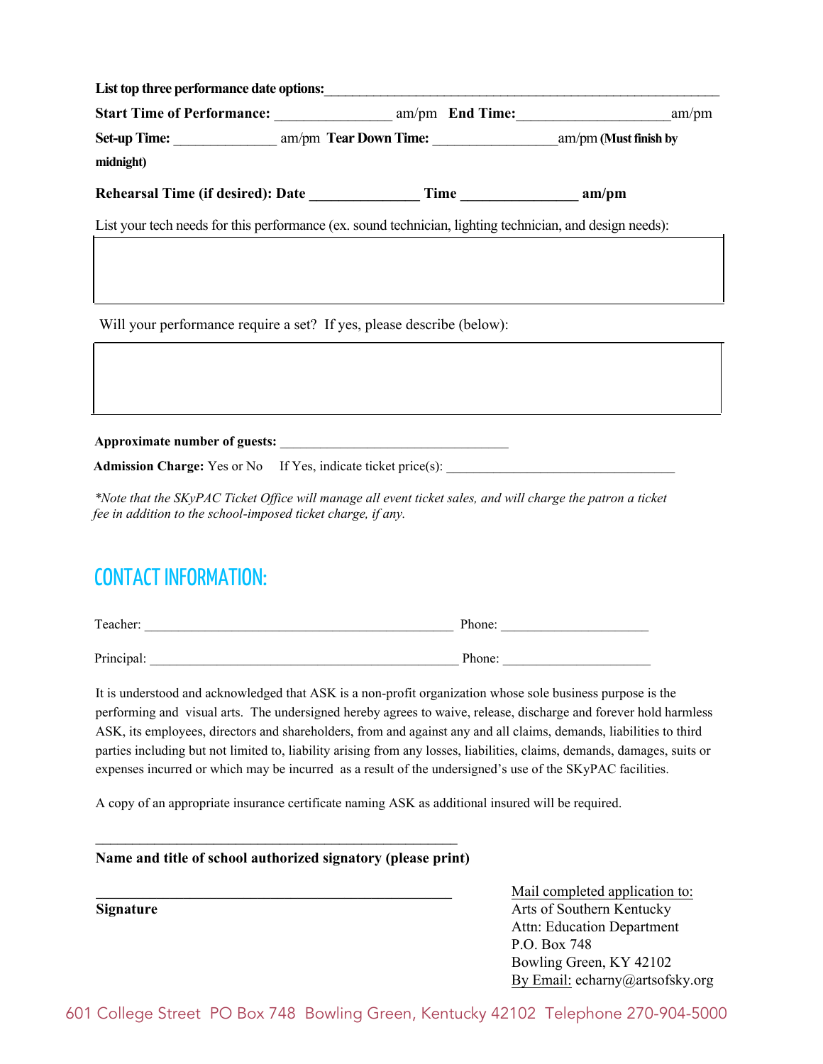**List top three performance date options:**\_\_\_\_\_\_\_\_\_\_\_\_\_\_\_\_\_\_\_\_\_\_\_\_\_\_\_\_\_\_\_\_\_\_\_\_\_\_\_\_\_\_\_\_\_\_\_\_\_\_\_\_\_\_\_\_

**Start Time of Performance:** \_\_\_\_\_\_\_\_\_\_\_\_\_\_\_ am/pm **End Time:**\_\_\_\_\_\_\_\_\_\_\_\_\_\_\_\_\_\_\_\_am/pm

**Set-up Time:** \_\_\_\_\_\_\_\_\_\_\_\_\_\_ am/pm **Tear Down Time:** \_\_\_\_\_\_\_\_\_\_\_\_\_\_\_\_am/pm **(Must finish by midnight)**

**Rehearsal Time (if desired): Date \_\_\_\_\_\_\_\_\_\_\_\_\_\_ Time \_\_\_\_\_\_\_\_\_\_\_\_\_\_\_ am/pm**

List your tech needs for this performance (ex. sound technician, lighting technician, and design needs):

Will your performance require a set? If yes, please describe (below):

**Approximate number of guests:** \_\_\_\_\_\_\_\_\_\_\_\_\_\_\_\_\_\_\_\_\_\_\_\_\_\_\_\_\_\_\_\_

**Admission Charge:** Yes or No If Yes, indicate ticket price(s): \_\_\_\_\_\_\_\_\_\_\_\_\_\_\_\_\_\_\_\_\_\_\_\_\_\_\_\_\_\_\_\_\_

*\*Note that the SKyPAC Ticket Office will manage all event ticket sales, and will charge the patron a ticket fee in addition to the school-imposed ticket charge, if any.*

## CONTACT INFORMATION:

Teacher: \_\_\_\_\_\_\_\_\_\_\_\_\_\_\_\_\_\_\_\_\_\_\_\_\_\_\_\_\_\_\_\_\_\_\_\_\_\_\_\_\_\_\_\_\_ Phone: \_\_\_\_\_\_\_\_\_\_\_\_\_\_\_\_\_\_\_\_\_

Principal: \_\_\_\_\_\_\_\_\_\_\_\_\_\_\_\_\_\_\_\_\_\_\_\_\_\_\_\_\_\_\_\_\_\_\_\_\_\_\_\_\_\_\_\_\_ Phone: \_\_\_\_\_\_\_\_\_\_\_\_\_\_\_\_\_\_\_\_\_

It is understood and acknowledged that ASK is a non-profit organization whose sole business purpose is the performing and visual arts. The undersigned hereby agrees to waive, release, discharge and forever hold harmless ASK, its employees, directors and shareholders, from and against any and all claims, demands, liabilities to third parties including but not limited to, liability arising from any losses, liabilities, claims, demands, damages, suits or expenses incurred or which may be incurred as a result of the undersigned's use of the SKyPAC facilities.

A copy of an appropriate insurance certificate naming ASK as additional insured will be required.

\_\_\_\_\_\_\_\_\_\_\_\_\_\_\_\_\_\_\_\_\_\_\_\_\_\_\_\_\_\_\_\_\_\_\_\_\_\_\_\_\_\_\_\_\_\_\_\_\_\_

**Name and title of school authorized signatory (please print)**

\_\_\_\_\_\_\_\_\_\_\_\_\_\_\_\_\_\_\_\_\_\_\_\_\_\_\_\_\_\_\_\_\_\_\_\_\_\_\_\_\_\_\_\_\_\_\_\_\_\_

**Signature**

Mail completed application to:
Arts of Southern Kentucky
Attn: Education Department
P.O. Box 748
Bowling Green, KY 42102
By Email: echarny@artsofsky.org

601 College Street PO Box 748 Bowling Green, Kentucky 42102 Telephone 270-904-5000